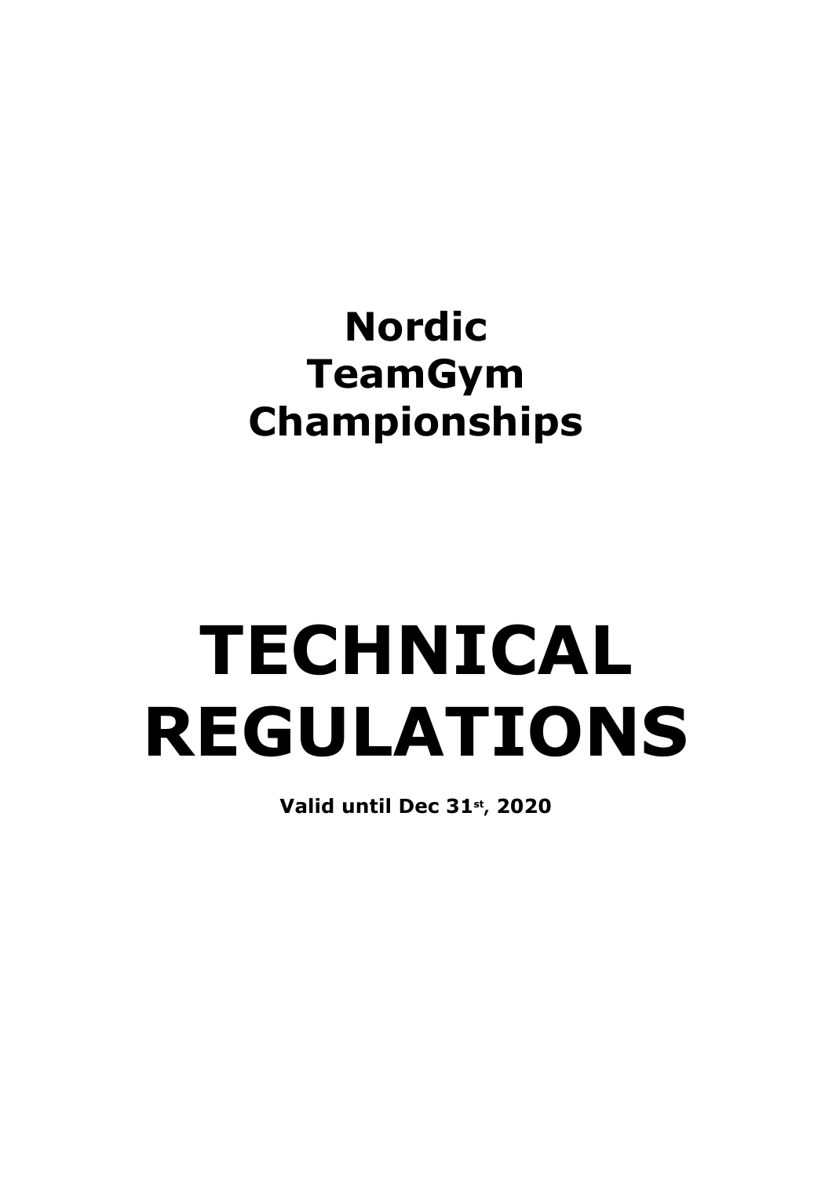# Nordic TeamGym Championships

# TECHNICAL REGULATIONS

**Valid until Dec 31st, 2020**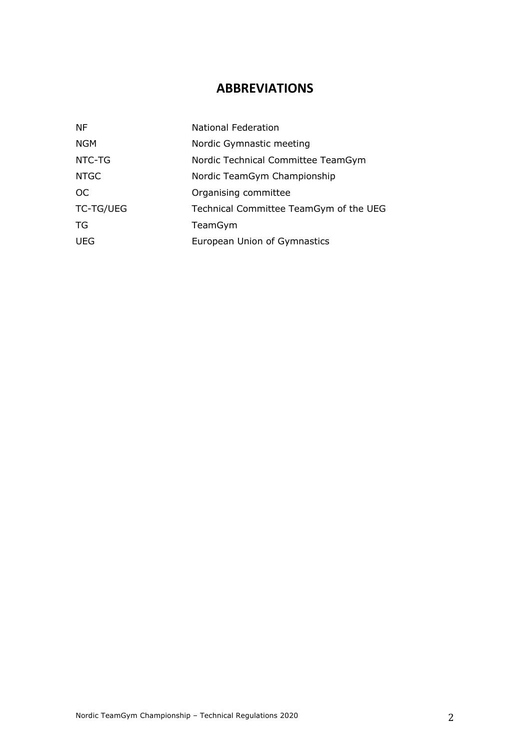# ABBREVIATIONS

| | |
|---|---|
| NF | National Federation |
| NGM | Nordic Gymnastic meeting |
| NTC-TG | Nordic Technical Committee TeamGym |
| NTGC | Nordic TeamGym Championship |
| OC | Organising committee |
| TC-TG/UEG | Technical Committee TeamGym of the UEG |
| TG | TeamGym |
| UEG | European Union of Gymnastics |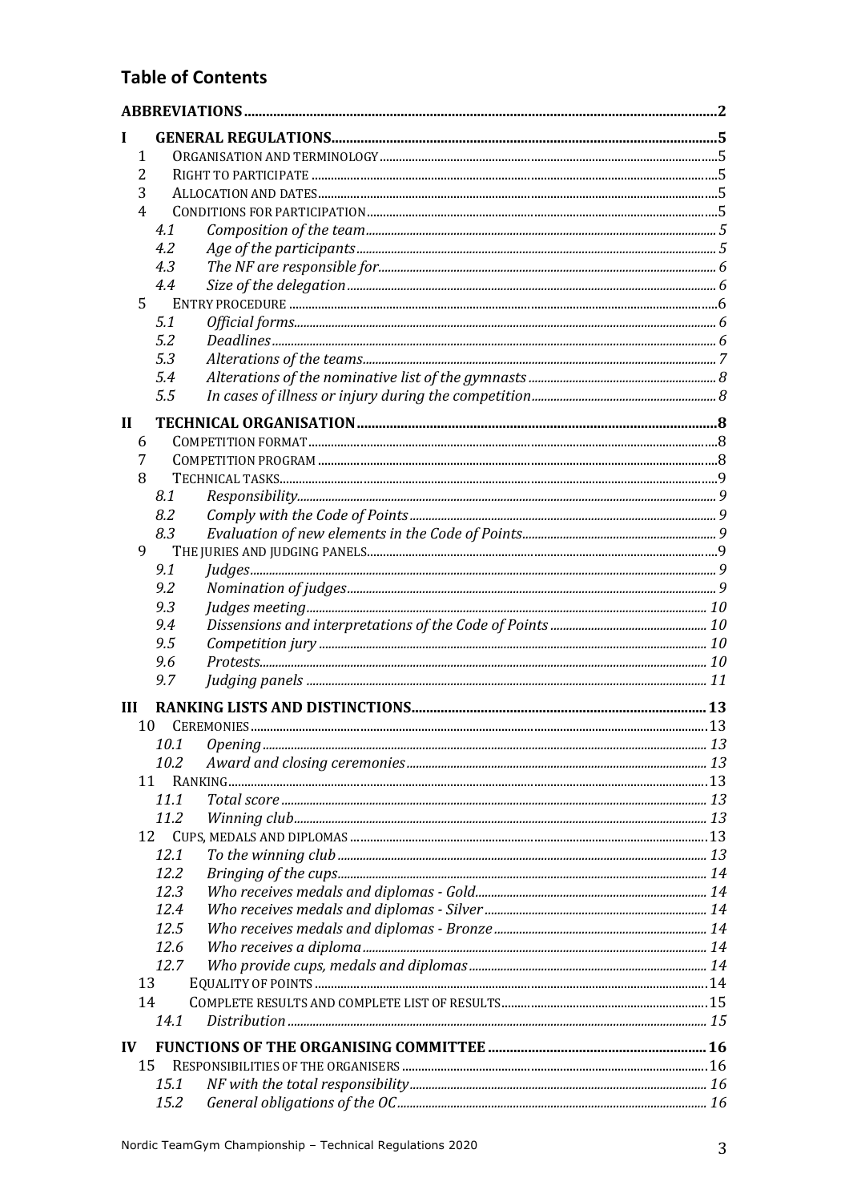## Table of Contents

- ABBREVIATIONS ..... 2
- I GENERAL REGULATIONS ..... 5
  - 1 ORGANISATION AND TERMINOLOGY ..... 5
  - 2 RIGHT TO PARTICIPATE ..... 5
  - 3 ALLOCATION AND DATES ..... 5
  - 4 CONDITIONS FOR PARTICIPATION ..... 5
    - *4.1 Composition of the team ..... 5*
    - *4.2 Age of the participants ..... 5*
    - *4.3 The NF are responsible for ..... 6*
    - *4.4 Size of the delegation ..... 6*
  - 5 ENTRY PROCEDURE ..... 6
    - *5.1 Official forms ..... 6*
    - *5.2 Deadlines ..... 6*
    - *5.3 Alterations of the teams ..... 7*
    - *5.4 Alterations of the nominative list of the gymnasts ..... 8*
    - *5.5 In cases of illness or injury during the competition ..... 8*
- II TECHNICAL ORGANISATION ..... 8
  - 6 COMPETITION FORMAT ..... 8
  - 7 COMPETITION PROGRAM ..... 8
  - 8 TECHNICAL TASKS ..... 9
    - *8.1 Responsibility ..... 9*
    - *8.2 Comply with the Code of Points ..... 9*
    - *8.3 Evaluation of new elements in the Code of Points ..... 9*
  - 9 THE JURIES AND JUDGING PANELS ..... 9
    - *9.1 Judges ..... 9*
    - *9.2 Nomination of judges ..... 9*
    - *9.3 Judges meeting ..... 10*
    - *9.4 Dissensions and interpretations of the Code of Points ..... 10*
    - *9.5 Competition jury ..... 10*
    - *9.6 Protests ..... 10*
    - *9.7 Judging panels ..... 11*
- III RANKING LISTS AND DISTINCTIONS ..... 13
  - 10 CEREMONIES ..... 13
    - *10.1 Opening ..... 13*
    - *10.2 Award and closing ceremonies ..... 13*
  - 11 RANKING ..... 13
    - *11.1 Total score ..... 13*
    - *11.2 Winning club ..... 13*
  - 12 CUPS, MEDALS AND DIPLOMAS ..... 13
    - *12.1 To the winning club ..... 13*
    - *12.2 Bringing of the cups ..... 14*
    - *12.3 Who receives medals and diplomas - Gold ..... 14*
    - *12.4 Who receives medals and diplomas - Silver ..... 14*
    - *12.5 Who receives medals and diplomas - Bronze ..... 14*
    - *12.6 Who receives a diploma ..... 14*
    - *12.7 Who provide cups, medals and diplomas ..... 14*
  - 13 EQUALITY OF POINTS ..... 14
  - 14 COMPLETE RESULTS AND COMPLETE LIST OF RESULTS ..... 15
    - *14.1 Distribution ..... 15*
- IV FUNCTIONS OF THE ORGANISING COMMITTEE ..... 16
  - 15 RESPONSIBILITIES OF THE ORGANISERS ..... 16
    - *15.1 NF with the total responsibility ..... 16*
    - *15.2 General obligations of the OC ..... 16*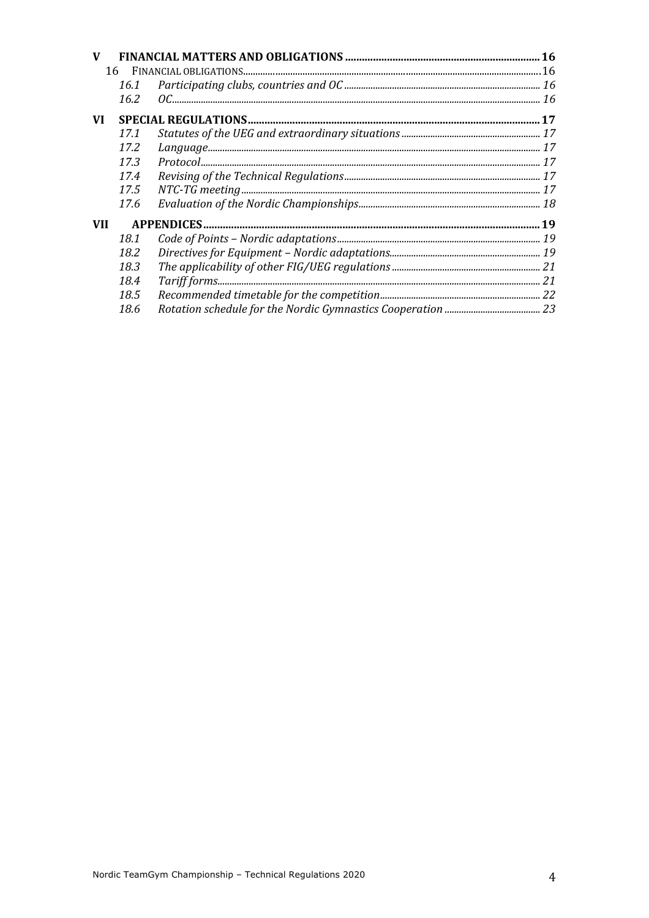| | | | |
|---|---|---|---|
| **V** | **FINANCIAL MATTERS AND OBLIGATIONS** | | **16** |
| 16 | FINANCIAL OBLIGATIONS | | 16 |
| | *16.1* | *Participating clubs, countries and OC* | *16* |
| | *16.2* | *OC* | *16* |
| **VI** | **SPECIAL REGULATIONS** | | **17** |
| | *17.1* | *Statutes of the UEG and extraordinary situations* | *17* |
| | *17.2* | *Language* | *17* |
| | *17.3* | *Protocol* | *17* |
| | *17.4* | *Revising of the Technical Regulations* | *17* |
| | *17.5* | *NTC-TG meeting* | *17* |
| | *17.6* | *Evaluation of the Nordic Championships* | *18* |
| **VII** | **APPENDICES** | | **19** |
| | *18.1* | *Code of Points – Nordic adaptations* | *19* |
| | *18.2* | *Directives for Equipment – Nordic adaptations* | *19* |
| | *18.3* | *The applicability of other FIG/UEG regulations* | *21* |
| | *18.4* | *Tariff forms* | *21* |
| | *18.5* | *Recommended timetable for the competition* | *22* |
| | *18.6* | *Rotation schedule for the Nordic Gymnastics Cooperation* | *23* |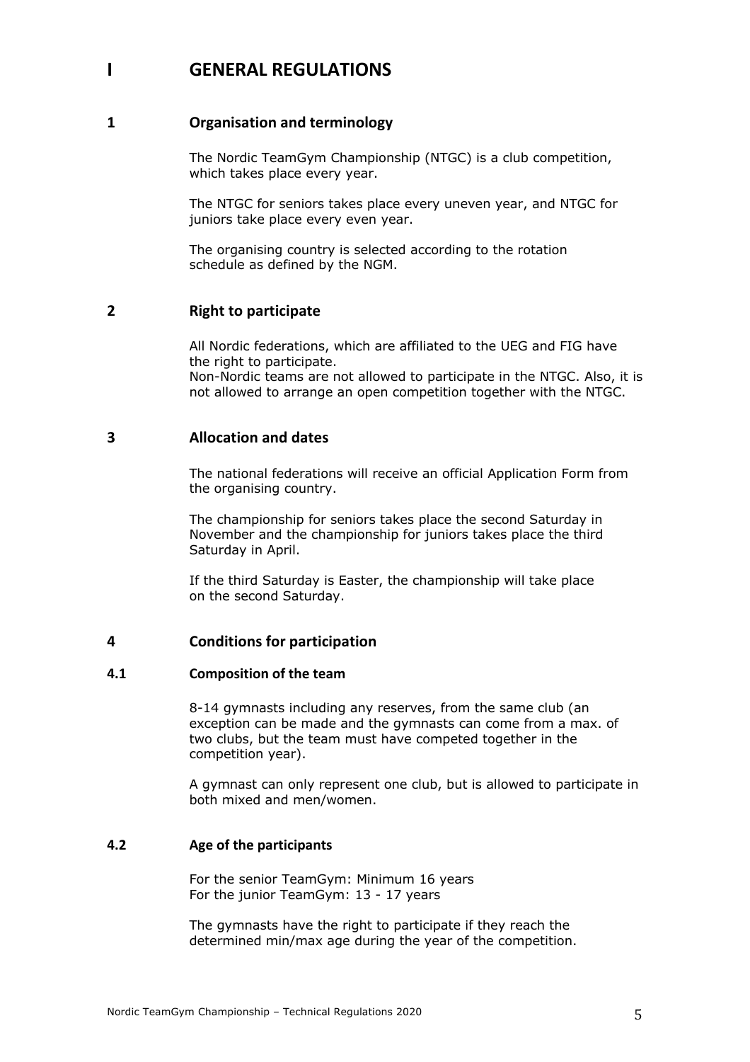# I GENERAL REGULATIONS

## 1 Organisation and terminology

The Nordic TeamGym Championship (NTGC) is a club competition, which takes place every year.

The NTGC for seniors takes place every uneven year, and NTGC for juniors take place every even year.

The organising country is selected according to the rotation schedule as defined by the NGM.

## 2 Right to participate

All Nordic federations, which are affiliated to the UEG and FIG have the right to participate.
Non-Nordic teams are not allowed to participate in the NTGC. Also, it is not allowed to arrange an open competition together with the NTGC.

## 3 Allocation and dates

The national federations will receive an official Application Form from the organising country.

The championship for seniors takes place the second Saturday in November and the championship for juniors takes place the third Saturday in April.

If the third Saturday is Easter, the championship will take place on the second Saturday.

## 4 Conditions for participation

### 4.1 Composition of the team

8-14 gymnasts including any reserves, from the same club (an exception can be made and the gymnasts can come from a max. of two clubs, but the team must have competed together in the competition year).

A gymnast can only represent one club, but is allowed to participate in both mixed and men/women.

### 4.2 Age of the participants

For the senior TeamGym: Minimum 16 years
For the junior TeamGym: 13 - 17 years

The gymnasts have the right to participate if they reach the determined min/max age during the year of the competition.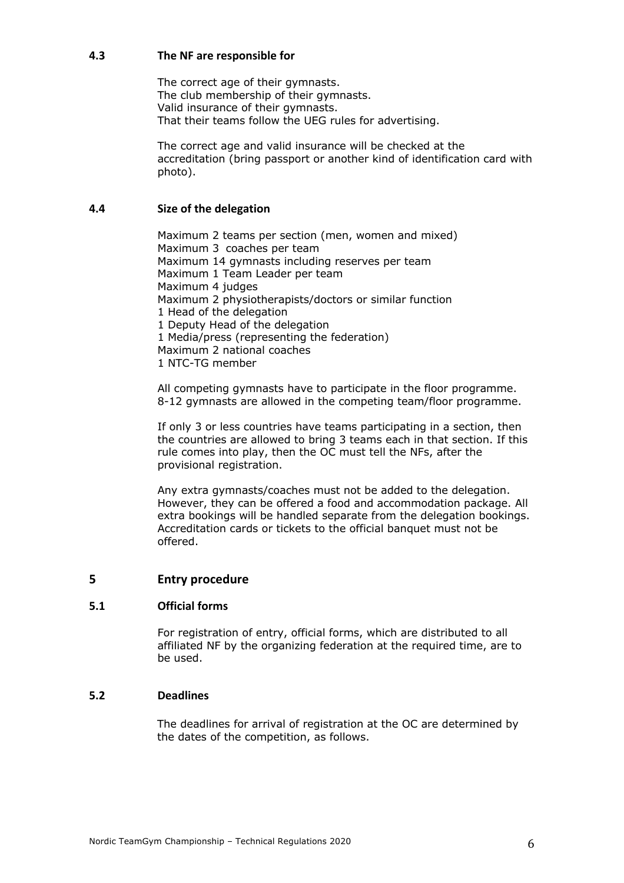### 4.3 The NF are responsible for

The correct age of their gymnasts.
The club membership of their gymnasts.
Valid insurance of their gymnasts.
That their teams follow the UEG rules for advertising.

The correct age and valid insurance will be checked at the accreditation (bring passport or another kind of identification card with photo).

### 4.4 Size of the delegation

Maximum 2 teams per section (men, women and mixed)
Maximum 3 coaches per team
Maximum 14 gymnasts including reserves per team
Maximum 1 Team Leader per team
Maximum 4 judges
Maximum 2 physiotherapists/doctors or similar function
1 Head of the delegation
1 Deputy Head of the delegation
1 Media/press (representing the federation)
Maximum 2 national coaches
1 NTC-TG member

All competing gymnasts have to participate in the floor programme.
8-12 gymnasts are allowed in the competing team/floor programme.

If only 3 or less countries have teams participating in a section, then the countries are allowed to bring 3 teams each in that section. If this rule comes into play, then the OC must tell the NFs, after the provisional registration.

Any extra gymnasts/coaches must not be added to the delegation. However, they can be offered a food and accommodation package. All extra bookings will be handled separate from the delegation bookings. Accreditation cards or tickets to the official banquet must not be offered.

## 5 Entry procedure

### 5.1 Official forms

For registration of entry, official forms, which are distributed to all affiliated NF by the organizing federation at the required time, are to be used.

### 5.2 Deadlines

The deadlines for arrival of registration at the OC are determined by the dates of the competition, as follows.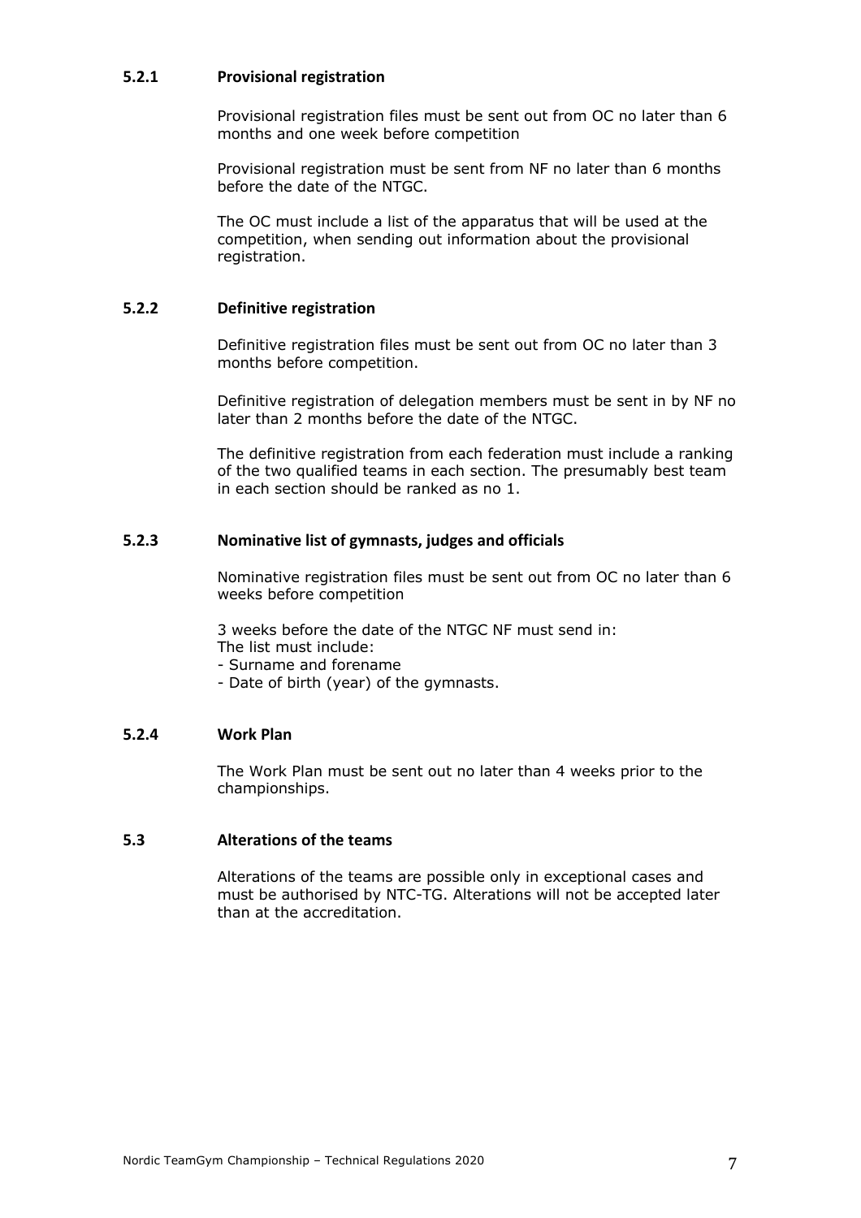#### 5.2.1 Provisional registration

Provisional registration files must be sent out from OC no later than 6 months and one week before competition

Provisional registration must be sent from NF no later than 6 months before the date of the NTGC.

The OC must include a list of the apparatus that will be used at the competition, when sending out information about the provisional registration.

#### 5.2.2 Definitive registration

Definitive registration files must be sent out from OC no later than 3 months before competition.

Definitive registration of delegation members must be sent in by NF no later than 2 months before the date of the NTGC.

The definitive registration from each federation must include a ranking of the two qualified teams in each section. The presumably best team in each section should be ranked as no 1.

#### 5.2.3 Nominative list of gymnasts, judges and officials

Nominative registration files must be sent out from OC no later than 6 weeks before competition

3 weeks before the date of the NTGC NF must send in:
The list must include:
- Surname and forename
- Date of birth (year) of the gymnasts.

#### 5.2.4 Work Plan

The Work Plan must be sent out no later than 4 weeks prior to the championships.

### 5.3 Alterations of the teams

Alterations of the teams are possible only in exceptional cases and must be authorised by NTC-TG. Alterations will not be accepted later than at the accreditation.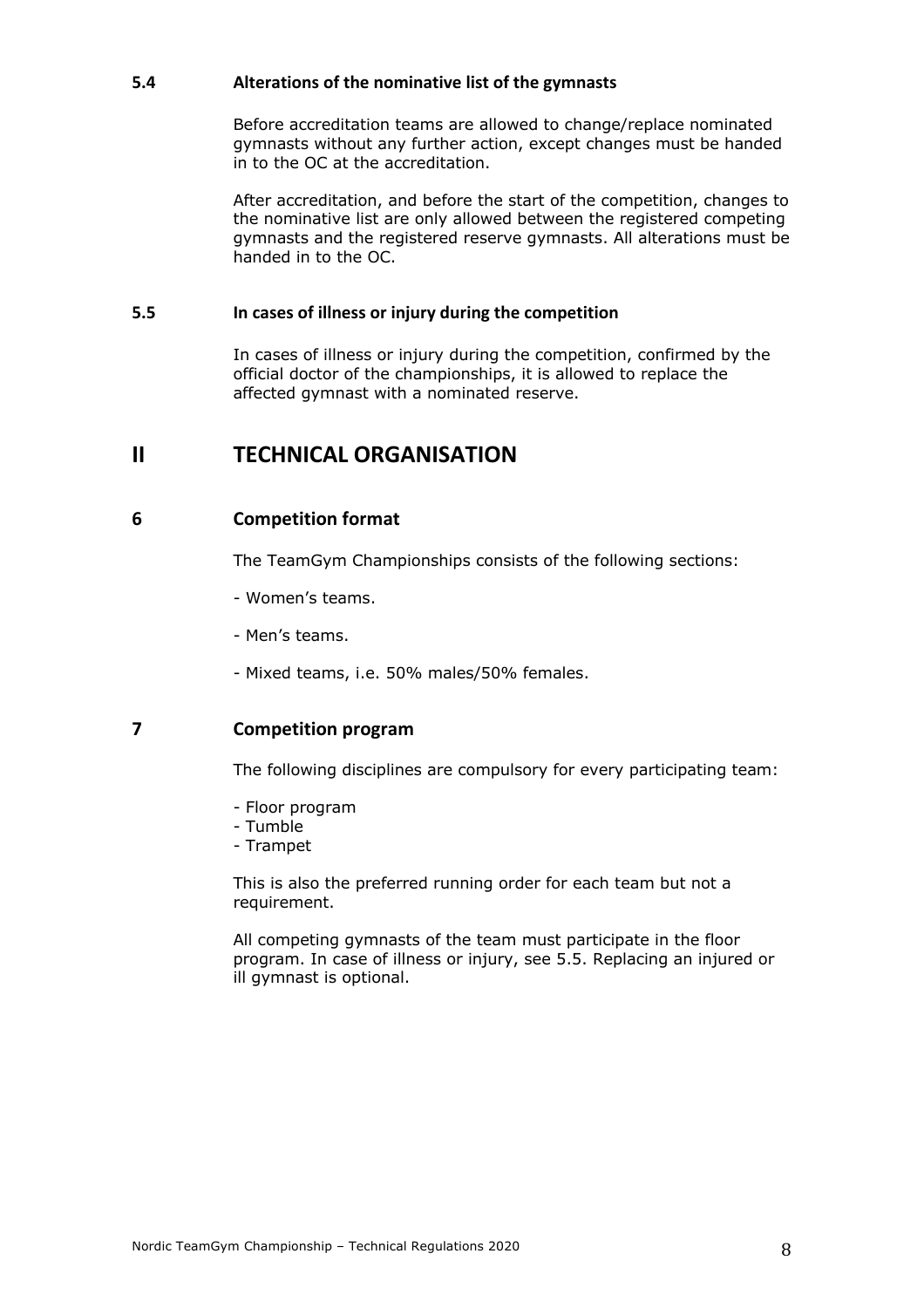### 5.4 Alterations of the nominative list of the gymnasts

Before accreditation teams are allowed to change/replace nominated gymnasts without any further action, except changes must be handed in to the OC at the accreditation.

After accreditation, and before the start of the competition, changes to the nominative list are only allowed between the registered competing gymnasts and the registered reserve gymnasts. All alterations must be handed in to the OC.

### 5.5 In cases of illness or injury during the competition

In cases of illness or injury during the competition, confirmed by the official doctor of the championships, it is allowed to replace the affected gymnast with a nominated reserve.

# II TECHNICAL ORGANISATION

## 6 Competition format

The TeamGym Championships consists of the following sections:

- Women's teams.
- Men's teams.
- Mixed teams, i.e. 50% males/50% females.

## 7 Competition program

The following disciplines are compulsory for every participating team:

- Floor program
- Tumble
- Trampet

This is also the preferred running order for each team but not a requirement.

All competing gymnasts of the team must participate in the floor program. In case of illness or injury, see 5.5. Replacing an injured or ill gymnast is optional.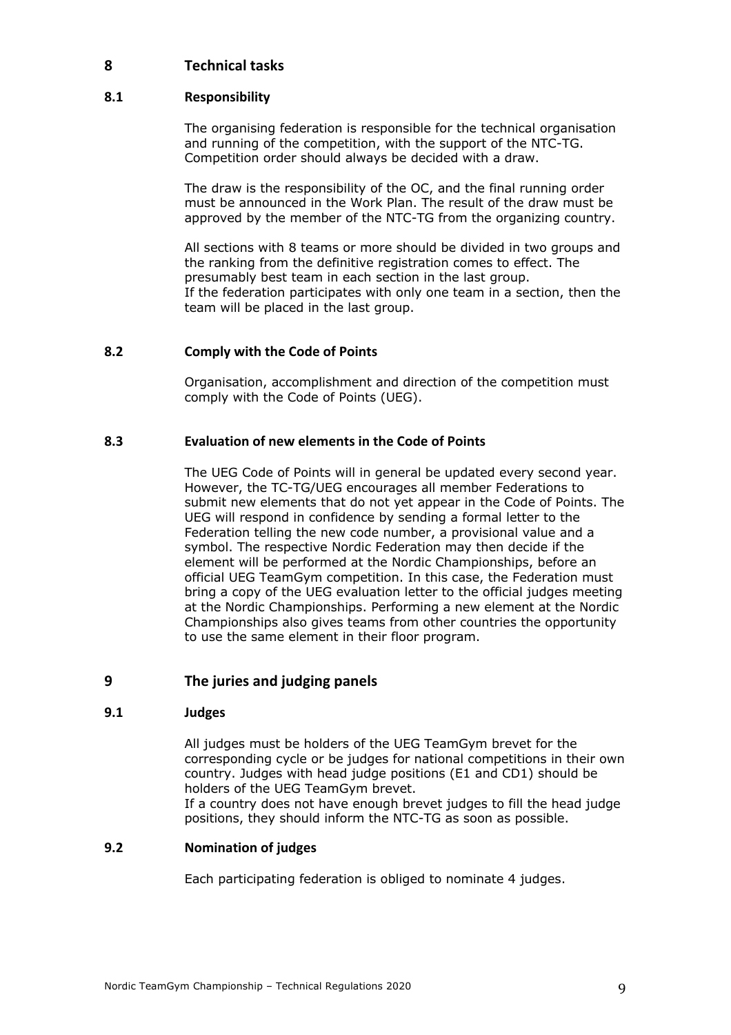# 8 Technical tasks

## 8.1 Responsibility

The organising federation is responsible for the technical organisation and running of the competition, with the support of the NTC-TG. Competition order should always be decided with a draw.

The draw is the responsibility of the OC, and the final running order must be announced in the Work Plan. The result of the draw must be approved by the member of the NTC-TG from the organizing country.

All sections with 8 teams or more should be divided in two groups and the ranking from the definitive registration comes to effect. The presumably best team in each section in the last group.
If the federation participates with only one team in a section, then the team will be placed in the last group.

## 8.2 Comply with the Code of Points

Organisation, accomplishment and direction of the competition must comply with the Code of Points (UEG).

## 8.3 Evaluation of new elements in the Code of Points

The UEG Code of Points will in general be updated every second year. However, the TC-TG/UEG encourages all member Federations to submit new elements that do not yet appear in the Code of Points. The UEG will respond in confidence by sending a formal letter to the Federation telling the new code number, a provisional value and a symbol. The respective Nordic Federation may then decide if the element will be performed at the Nordic Championships, before an official UEG TeamGym competition. In this case, the Federation must bring a copy of the UEG evaluation letter to the official judges meeting at the Nordic Championships. Performing a new element at the Nordic Championships also gives teams from other countries the opportunity to use the same element in their floor program.

# 9 The juries and judging panels

## 9.1 Judges

All judges must be holders of the UEG TeamGym brevet for the corresponding cycle or be judges for national competitions in their own country. Judges with head judge positions (E1 and CD1) should be holders of the UEG TeamGym brevet.
If a country does not have enough brevet judges to fill the head judge positions, they should inform the NTC-TG as soon as possible.

## 9.2 Nomination of judges

Each participating federation is obliged to nominate 4 judges.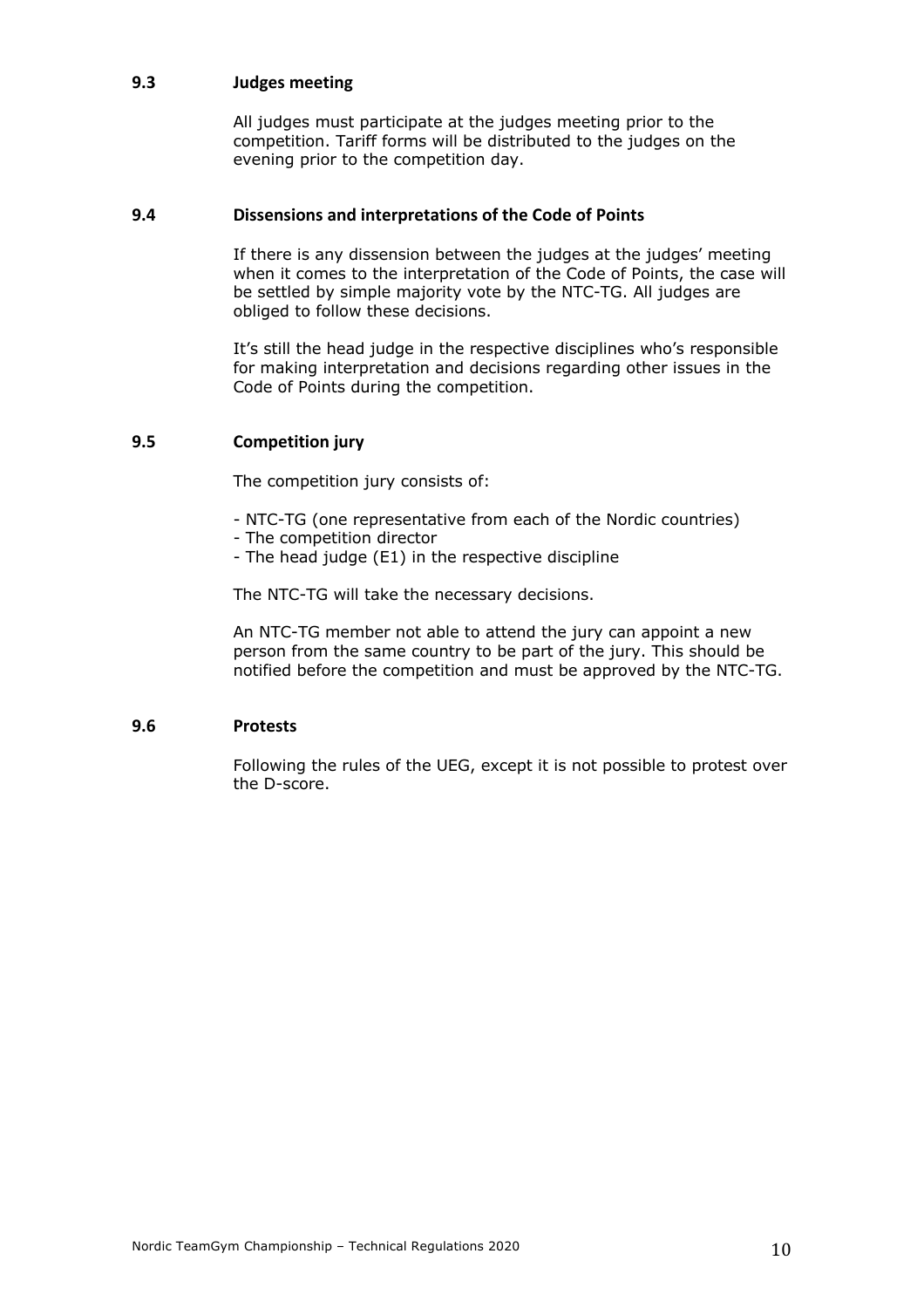### 9.3 Judges meeting

All judges must participate at the judges meeting prior to the competition. Tariff forms will be distributed to the judges on the evening prior to the competition day.

### 9.4 Dissensions and interpretations of the Code of Points

If there is any dissension between the judges at the judges' meeting when it comes to the interpretation of the Code of Points, the case will be settled by simple majority vote by the NTC-TG. All judges are obliged to follow these decisions.

It's still the head judge in the respective disciplines who's responsible for making interpretation and decisions regarding other issues in the Code of Points during the competition.

### 9.5 Competition jury

The competition jury consists of:

- NTC-TG (one representative from each of the Nordic countries)
- The competition director
- The head judge (E1) in the respective discipline

The NTC-TG will take the necessary decisions.

An NTC-TG member not able to attend the jury can appoint a new person from the same country to be part of the jury. This should be notified before the competition and must be approved by the NTC-TG.

### 9.6 Protests

Following the rules of the UEG, except it is not possible to protest over the D-score.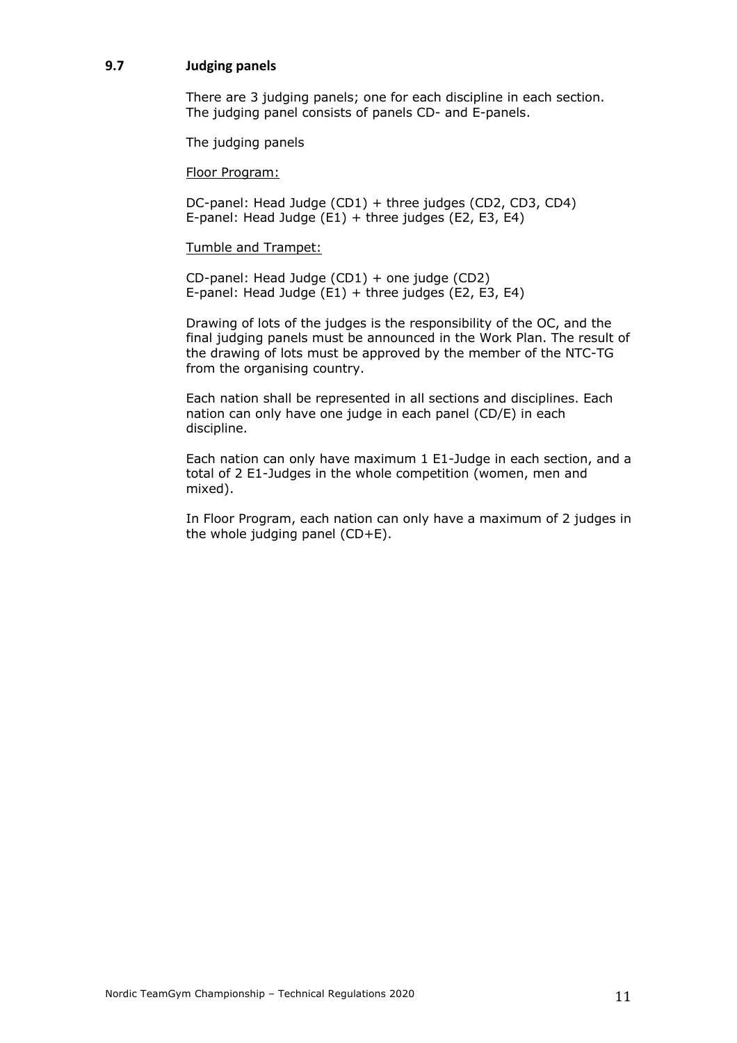## 9.7 Judging panels

There are 3 judging panels; one for each discipline in each section. The judging panel consists of panels CD- and E-panels.

The judging panels

Floor Program:

DC-panel: Head Judge (CD1) + three judges (CD2, CD3, CD4)
E-panel: Head Judge (E1) + three judges (E2, E3, E4)

Tumble and Trampet:

CD-panel: Head Judge (CD1) + one judge (CD2)
E-panel: Head Judge (E1) + three judges (E2, E3, E4)

Drawing of lots of the judges is the responsibility of the OC, and the final judging panels must be announced in the Work Plan. The result of the drawing of lots must be approved by the member of the NTC-TG from the organising country.

Each nation shall be represented in all sections and disciplines. Each nation can only have one judge in each panel (CD/E) in each discipline.

Each nation can only have maximum 1 E1-Judge in each section, and a total of 2 E1-Judges in the whole competition (women, men and mixed).

In Floor Program, each nation can only have a maximum of 2 judges in the whole judging panel (CD+E).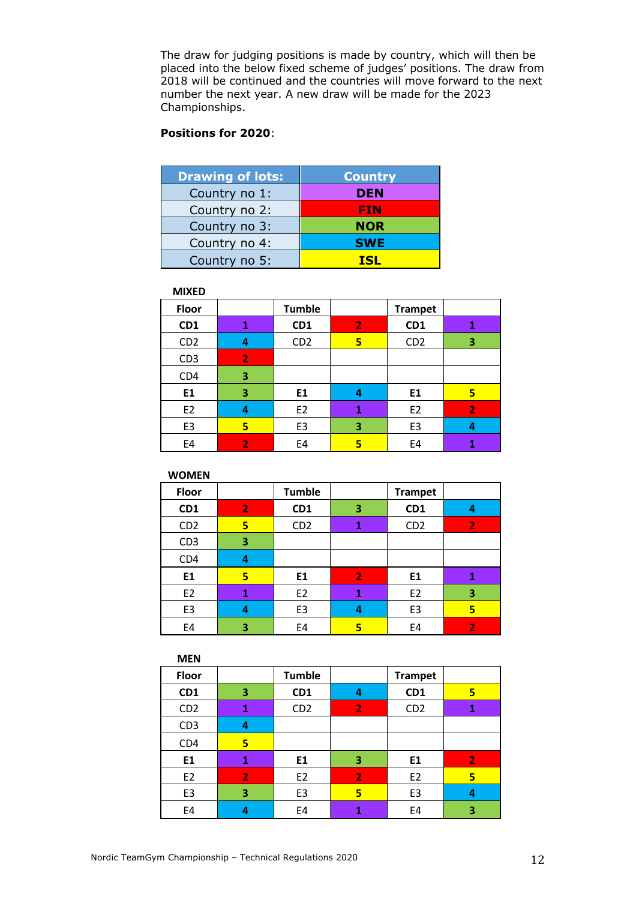The draw for judging positions is made by country, which will then be placed into the below fixed scheme of judges' positions. The draw from 2018 will be continued and the countries will move forward to the next number the next year. A new draw will be made for the 2023 Championships.

**Positions for 2020**:

| Drawing of lots: | Country |
|---|---|
| Country no 1: | DEN |
| Country no 2: | FIN |
| Country no 3: | NOR |
| Country no 4: | SWE |
| Country no 5: | ISL |

**MIXED**

| Floor | | Tumble | | Trampet | |
|---|---|---|---|---|---|
| **CD1** | 1 | **CD1** | 2 | **CD1** | 1 |
| CD2 | 4 | CD2 | 5 | CD2 | 3 |
| CD3 | 2 | | | | |
| CD4 | 3 | | | | |
| **E1** | 3 | **E1** | 4 | **E1** | 5 |
| E2 | 4 | E2 | 1 | E2 | 2 |
| E3 | 5 | E3 | 3 | E3 | 4 |
| E4 | 2 | E4 | 5 | E4 | 1 |

**WOMEN**

| Floor | | Tumble | | Trampet | |
|---|---|---|---|---|---|
| **CD1** | 2 | **CD1** | 3 | **CD1** | 4 |
| CD2 | 5 | CD2 | 1 | CD2 | 2 |
| CD3 | 3 | | | | |
| CD4 | 4 | | | | |
| **E1** | 5 | **E1** | 2 | **E1** | 1 |
| E2 | 1 | E2 | 1 | E2 | 3 |
| E3 | 4 | E3 | 4 | E3 | 5 |
| E4 | 3 | E4 | 5 | E4 | 2 |

**MEN**

| Floor | | Tumble | | Trampet | |
|---|---|---|---|---|---|
| **CD1** | 3 | **CD1** | 4 | **CD1** | 5 |
| CD2 | 1 | CD2 | 2 | CD2 | 1 |
| CD3 | 4 | | | | |
| CD4 | 5 | | | | |
| **E1** | 1 | **E1** | 3 | **E1** | 2 |
| E2 | 2 | E2 | 2 | E2 | 5 |
| E3 | 3 | E3 | 5 | E3 | 4 |
| E4 | 4 | E4 | 1 | E4 | 3 |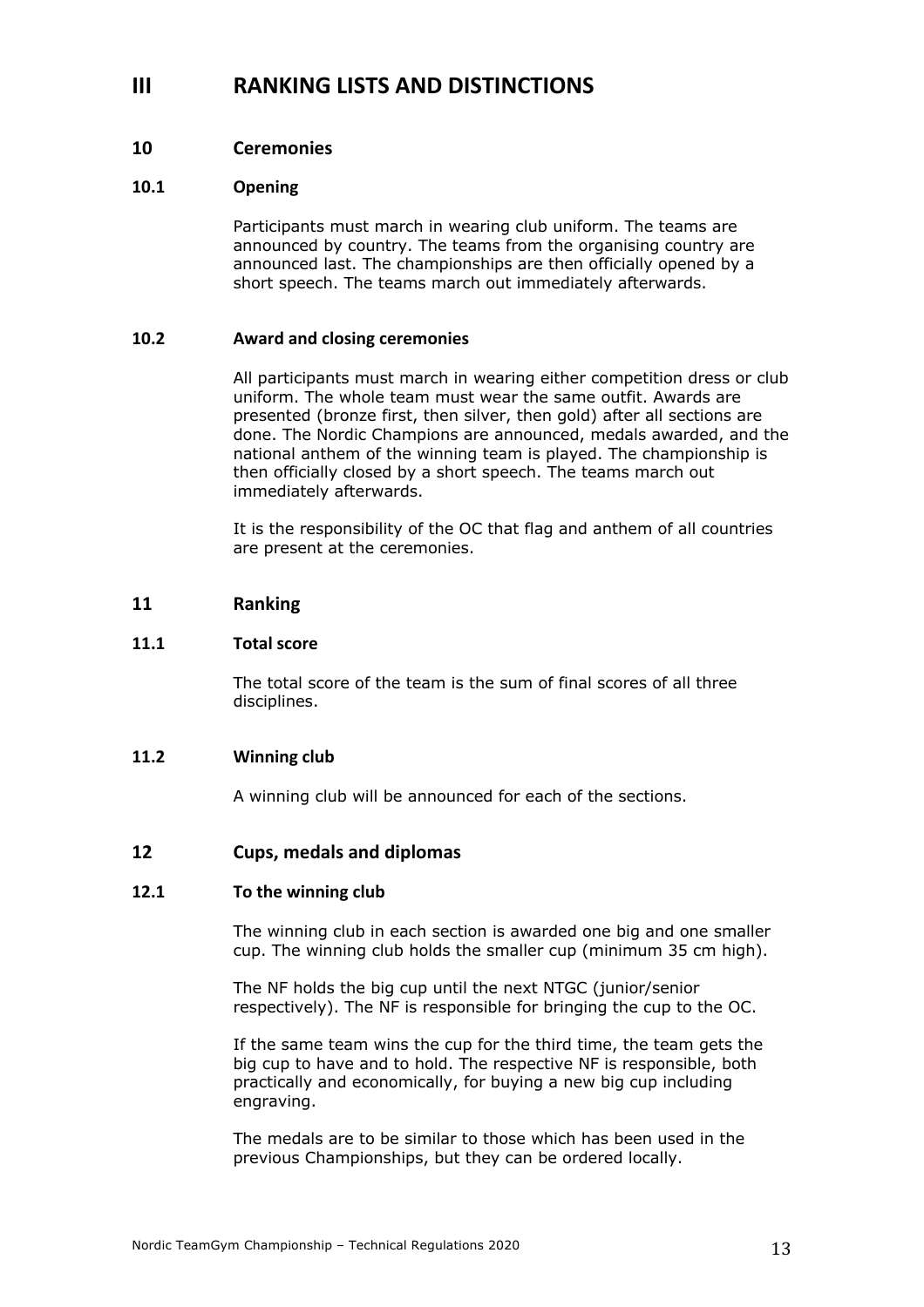# III RANKING LISTS AND DISTINCTIONS

## 10 Ceremonies

### 10.1 Opening

Participants must march in wearing club uniform. The teams are announced by country. The teams from the organising country are announced last. The championships are then officially opened by a short speech. The teams march out immediately afterwards.

### 10.2 Award and closing ceremonies

All participants must march in wearing either competition dress or club uniform. The whole team must wear the same outfit. Awards are presented (bronze first, then silver, then gold) after all sections are done. The Nordic Champions are announced, medals awarded, and the national anthem of the winning team is played. The championship is then officially closed by a short speech. The teams march out immediately afterwards.

It is the responsibility of the OC that flag and anthem of all countries are present at the ceremonies.

## 11 Ranking

### 11.1 Total score

The total score of the team is the sum of final scores of all three disciplines.

### 11.2 Winning club

A winning club will be announced for each of the sections.

## 12 Cups, medals and diplomas

### 12.1 To the winning club

The winning club in each section is awarded one big and one smaller cup. The winning club holds the smaller cup (minimum 35 cm high).

The NF holds the big cup until the next NTGC (junior/senior respectively). The NF is responsible for bringing the cup to the OC.

If the same team wins the cup for the third time, the team gets the big cup to have and to hold. The respective NF is responsible, both practically and economically, for buying a new big cup including engraving.

The medals are to be similar to those which has been used in the previous Championships, but they can be ordered locally.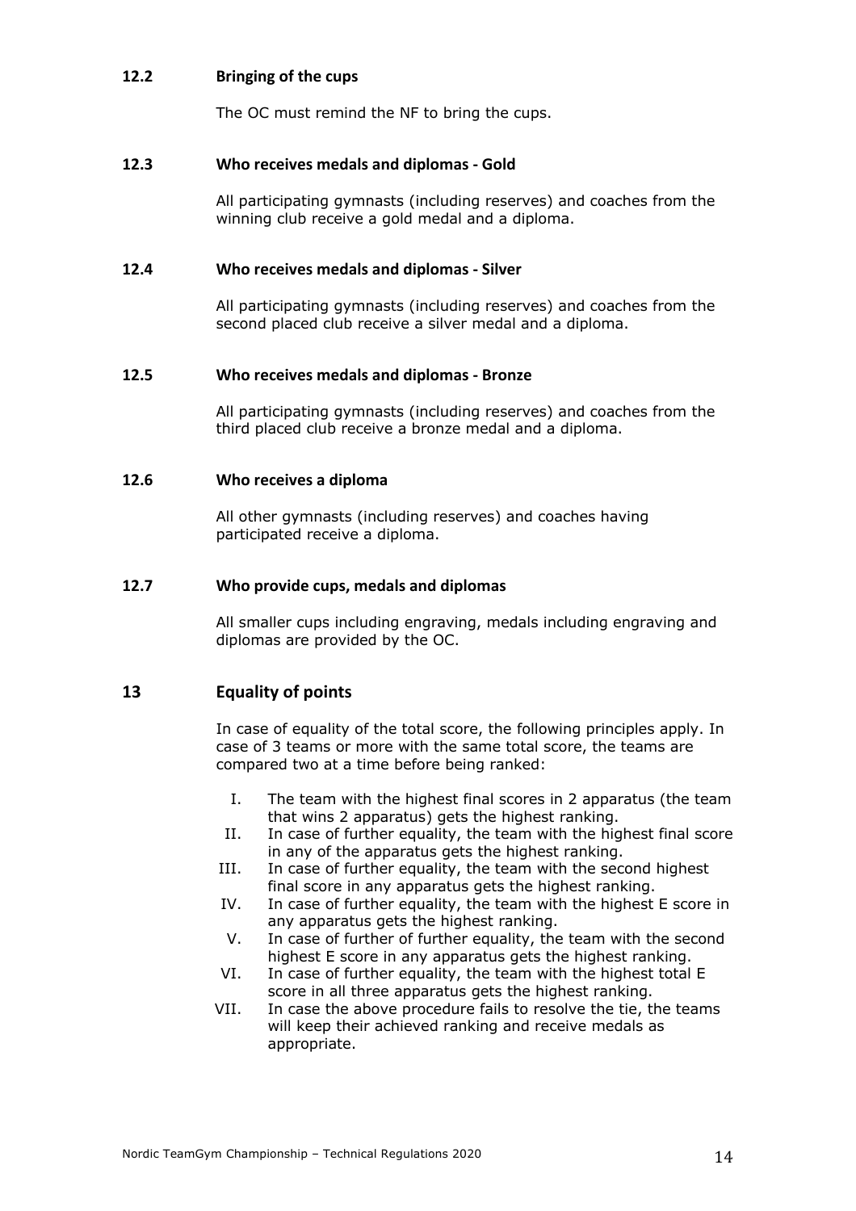### 12.2 Bringing of the cups

The OC must remind the NF to bring the cups.

### 12.3 Who receives medals and diplomas - Gold

All participating gymnasts (including reserves) and coaches from the winning club receive a gold medal and a diploma.

### 12.4 Who receives medals and diplomas - Silver

All participating gymnasts (including reserves) and coaches from the second placed club receive a silver medal and a diploma.

### 12.5 Who receives medals and diplomas - Bronze

All participating gymnasts (including reserves) and coaches from the third placed club receive a bronze medal and a diploma.

### 12.6 Who receives a diploma

All other gymnasts (including reserves) and coaches having participated receive a diploma.

### 12.7 Who provide cups, medals and diplomas

All smaller cups including engraving, medals including engraving and diplomas are provided by the OC.

## 13 Equality of points

In case of equality of the total score, the following principles apply. In case of 3 teams or more with the same total score, the teams are compared two at a time before being ranked:

I. The team with the highest final scores in 2 apparatus (the team that wins 2 apparatus) gets the highest ranking.
II. In case of further equality, the team with the highest final score in any of the apparatus gets the highest ranking.
III. In case of further equality, the team with the second highest final score in any apparatus gets the highest ranking.
IV. In case of further equality, the team with the highest E score in any apparatus gets the highest ranking.
V. In case of further of further equality, the team with the second highest E score in any apparatus gets the highest ranking.
VI. In case of further equality, the team with the highest total E score in all three apparatus gets the highest ranking.
VII. In case the above procedure fails to resolve the tie, the teams will keep their achieved ranking and receive medals as appropriate.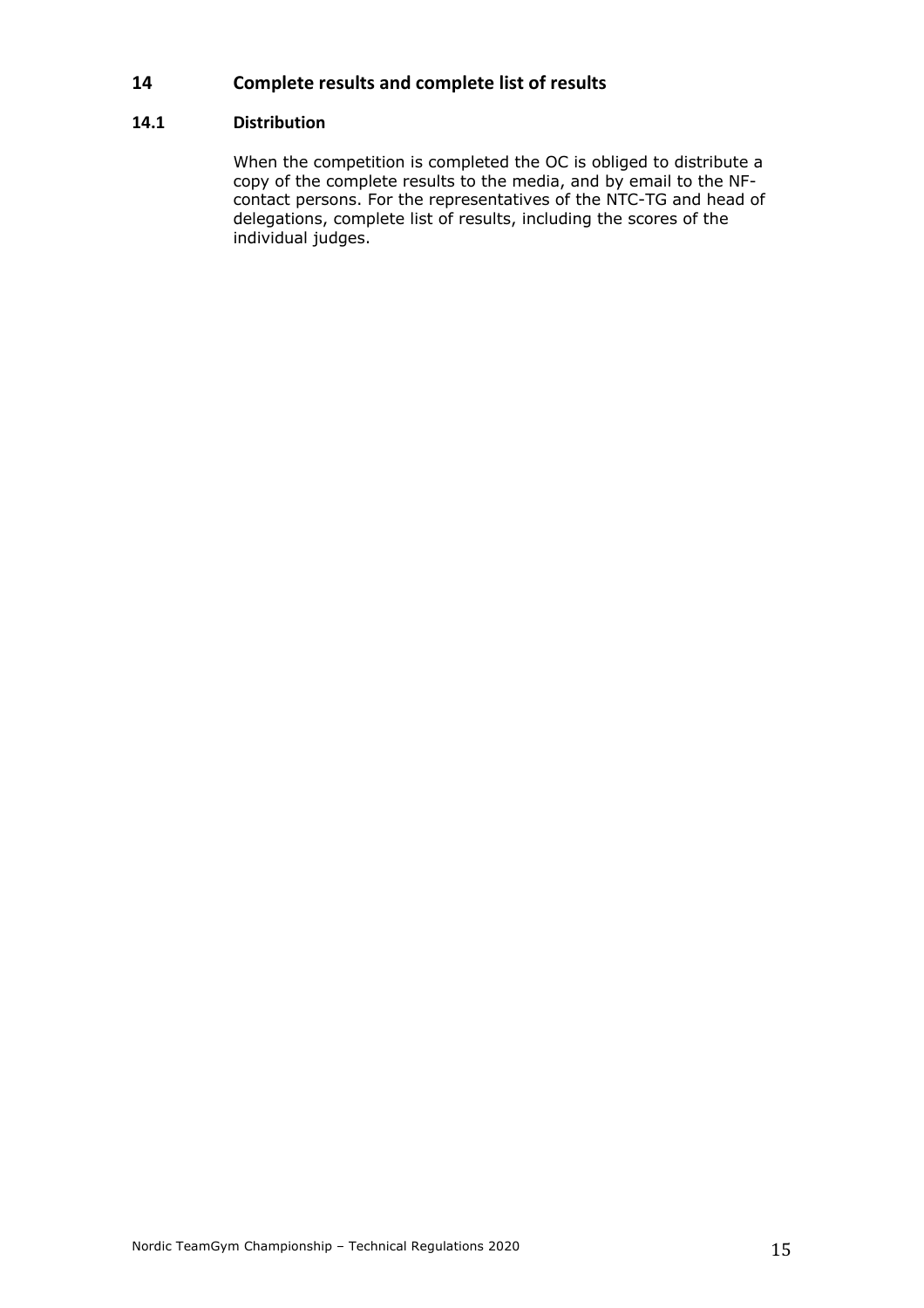## 14 Complete results and complete list of results

### 14.1 Distribution

When the competition is completed the OC is obliged to distribute a copy of the complete results to the media, and by email to the NF-contact persons. For the representatives of the NTC-TG and head of delegations, complete list of results, including the scores of the individual judges.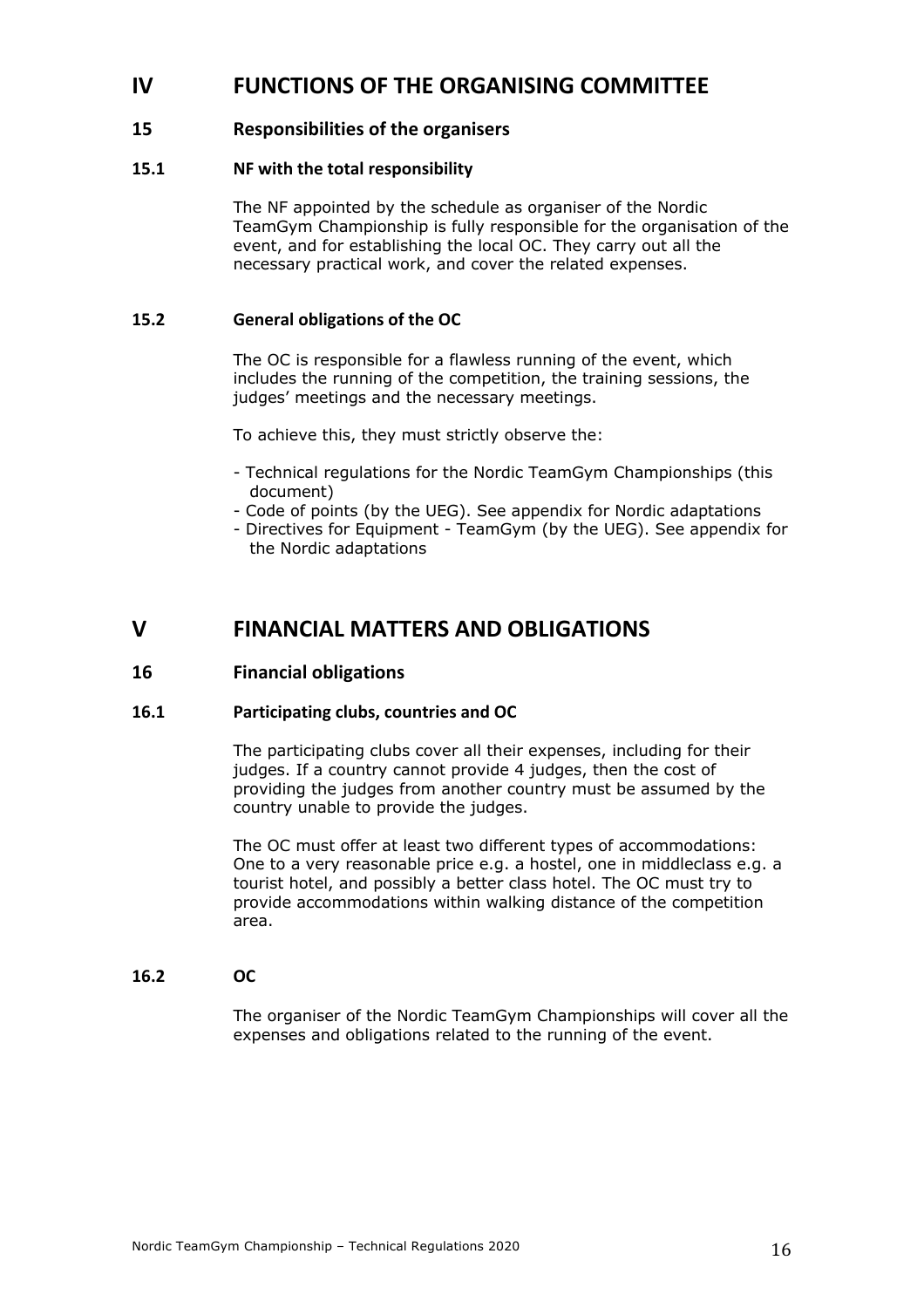# IV FUNCTIONS OF THE ORGANISING COMMITTEE

## 15 Responsibilities of the organisers

### 15.1 NF with the total responsibility

The NF appointed by the schedule as organiser of the Nordic TeamGym Championship is fully responsible for the organisation of the event, and for establishing the local OC. They carry out all the necessary practical work, and cover the related expenses.

### 15.2 General obligations of the OC

The OC is responsible for a flawless running of the event, which includes the running of the competition, the training sessions, the judges' meetings and the necessary meetings.

To achieve this, they must strictly observe the:

- Technical regulations for the Nordic TeamGym Championships (this document)
- Code of points (by the UEG). See appendix for Nordic adaptations
- Directives for Equipment - TeamGym (by the UEG). See appendix for the Nordic adaptations

# V FINANCIAL MATTERS AND OBLIGATIONS

## 16 Financial obligations

### 16.1 Participating clubs, countries and OC

The participating clubs cover all their expenses, including for their judges. If a country cannot provide 4 judges, then the cost of providing the judges from another country must be assumed by the country unable to provide the judges.

The OC must offer at least two different types of accommodations: One to a very reasonable price e.g. a hostel, one in middleclass e.g. a tourist hotel, and possibly a better class hotel. The OC must try to provide accommodations within walking distance of the competition area.

### 16.2 OC

The organiser of the Nordic TeamGym Championships will cover all the expenses and obligations related to the running of the event.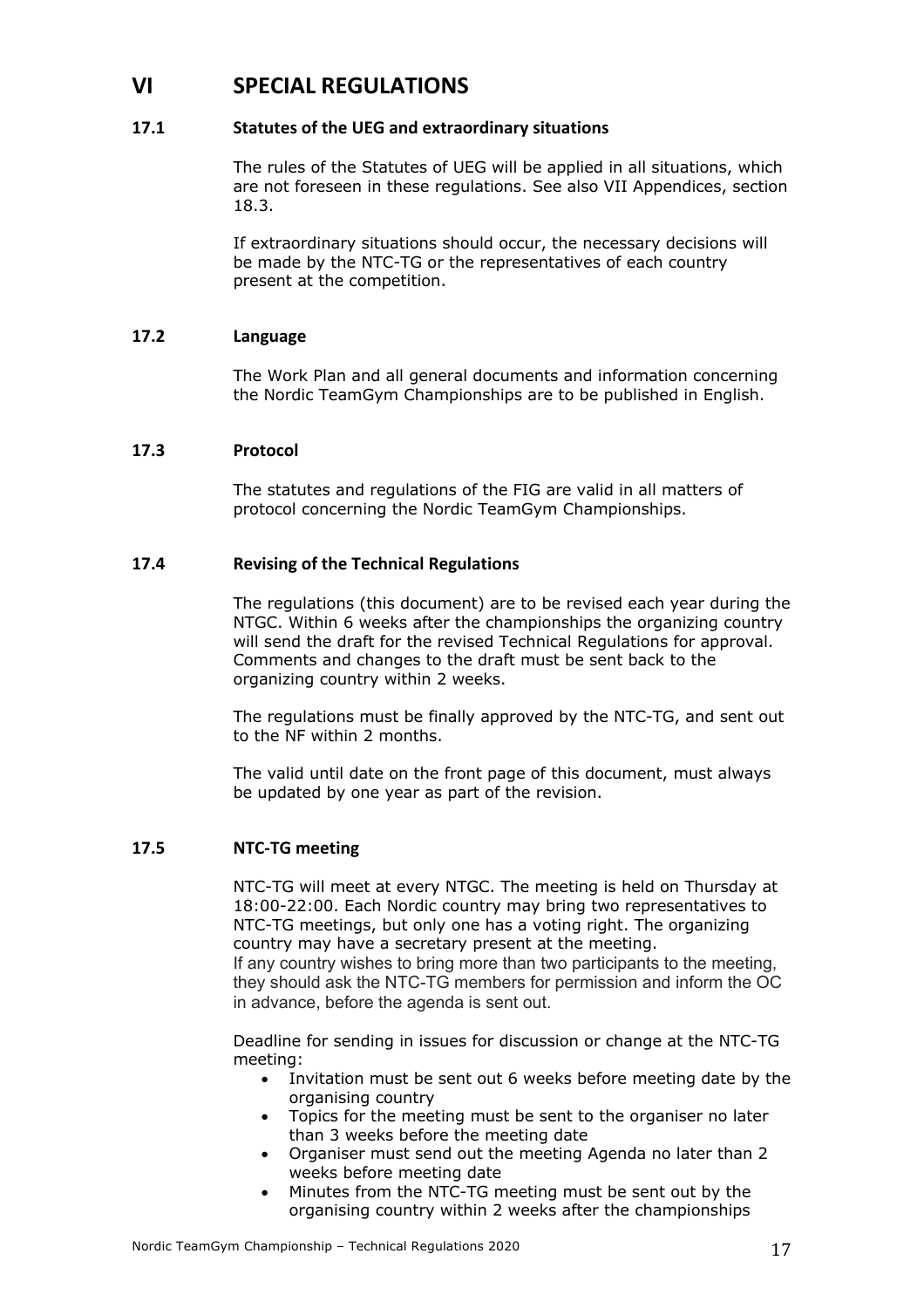# VI SPECIAL REGULATIONS

### 17.1 Statutes of the UEG and extraordinary situations

The rules of the Statutes of UEG will be applied in all situations, which are not foreseen in these regulations. See also VII Appendices, section 18.3.

If extraordinary situations should occur, the necessary decisions will be made by the NTC-TG or the representatives of each country present at the competition.

### 17.2 Language

The Work Plan and all general documents and information concerning the Nordic TeamGym Championships are to be published in English.

### 17.3 Protocol

The statutes and regulations of the FIG are valid in all matters of protocol concerning the Nordic TeamGym Championships.

### 17.4 Revising of the Technical Regulations

The regulations (this document) are to be revised each year during the NTGC. Within 6 weeks after the championships the organizing country will send the draft for the revised Technical Regulations for approval. Comments and changes to the draft must be sent back to the organizing country within 2 weeks.

The regulations must be finally approved by the NTC-TG, and sent out to the NF within 2 months.

The valid until date on the front page of this document, must always be updated by one year as part of the revision.

### 17.5 NTC-TG meeting

NTC-TG will meet at every NTGC. The meeting is held on Thursday at 18:00-22:00. Each Nordic country may bring two representatives to NTC-TG meetings, but only one has a voting right. The organizing country may have a secretary present at the meeting.
If any country wishes to bring more than two participants to the meeting, they should ask the NTC-TG members for permission and inform the OC in advance, before the agenda is sent out.

Deadline for sending in issues for discussion or change at the NTC-TG meeting:

- Invitation must be sent out 6 weeks before meeting date by the organising country
- Topics for the meeting must be sent to the organiser no later than 3 weeks before the meeting date
- Organiser must send out the meeting Agenda no later than 2 weeks before meeting date
- Minutes from the NTC-TG meeting must be sent out by the organising country within 2 weeks after the championships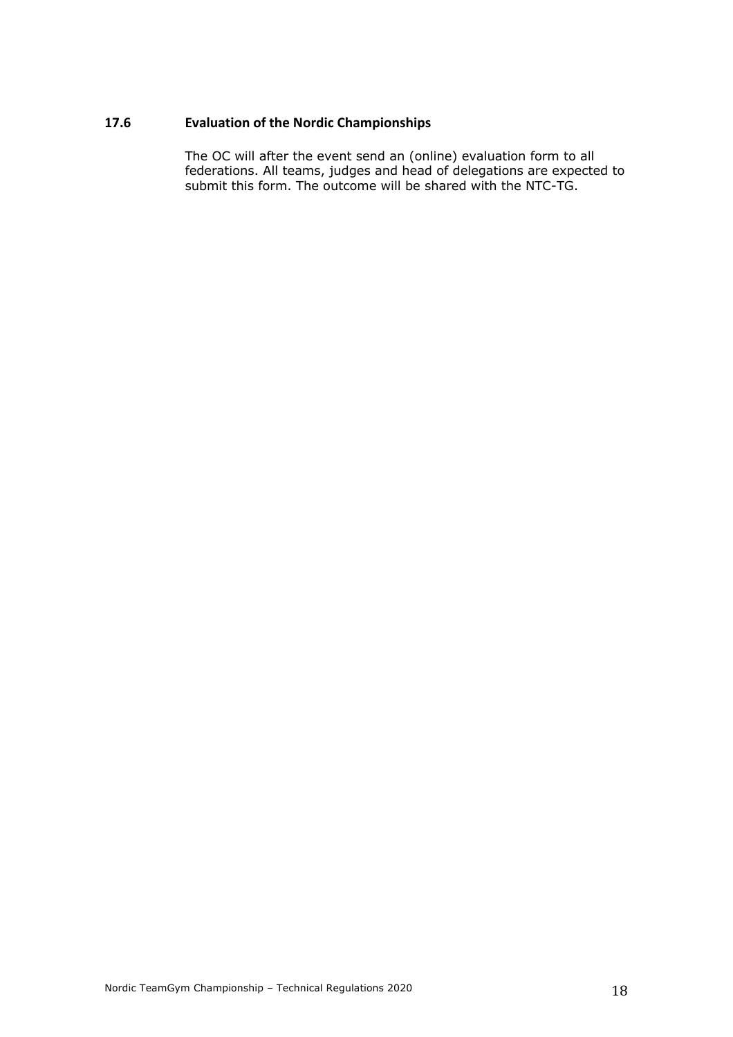### 17.6 Evaluation of the Nordic Championships

The OC will after the event send an (online) evaluation form to all federations. All teams, judges and head of delegations are expected to submit this form. The outcome will be shared with the NTC-TG.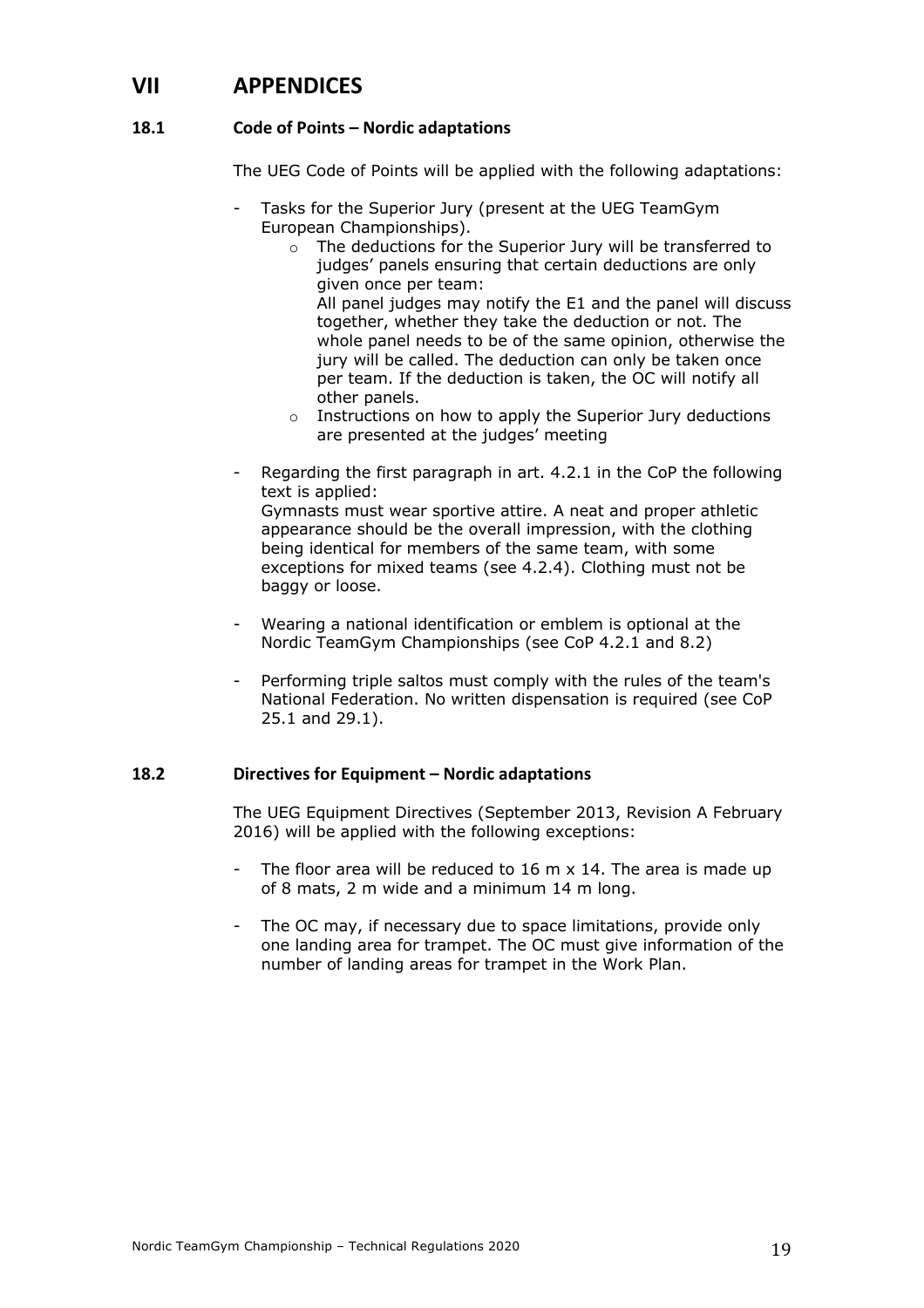# VII APPENDICES

## 18.1 Code of Points – Nordic adaptations

The UEG Code of Points will be applied with the following adaptations:

- Tasks for the Superior Jury (present at the UEG TeamGym European Championships).
  - The deductions for the Superior Jury will be transferred to judges' panels ensuring that certain deductions are only given once per team:
    All panel judges may notify the E1 and the panel will discuss together, whether they take the deduction or not. The whole panel needs to be of the same opinion, otherwise the jury will be called. The deduction can only be taken once per team. If the deduction is taken, the OC will notify all other panels.
  - Instructions on how to apply the Superior Jury deductions are presented at the judges' meeting

- Regarding the first paragraph in art. 4.2.1 in the CoP the following text is applied:
  Gymnasts must wear sportive attire. A neat and proper athletic appearance should be the overall impression, with the clothing being identical for members of the same team, with some exceptions for mixed teams (see 4.2.4). Clothing must not be baggy or loose.

- Wearing a national identification or emblem is optional at the Nordic TeamGym Championships (see CoP 4.2.1 and 8.2)

- Performing triple saltos must comply with the rules of the team's National Federation. No written dispensation is required (see CoP 25.1 and 29.1).

## 18.2 Directives for Equipment – Nordic adaptations

The UEG Equipment Directives (September 2013, Revision A February 2016) will be applied with the following exceptions:

- The floor area will be reduced to 16 m x 14. The area is made up of 8 mats, 2 m wide and a minimum 14 m long.

- The OC may, if necessary due to space limitations, provide only one landing area for trampet. The OC must give information of the number of landing areas for trampet in the Work Plan.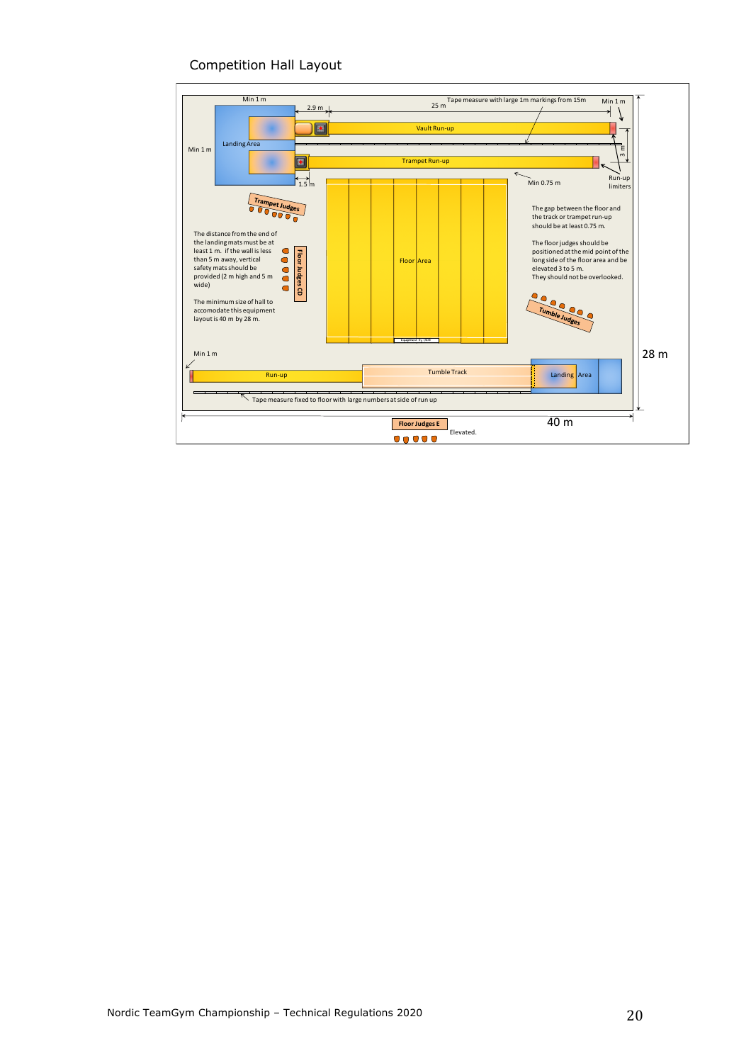## Competition Hall Layout

Min 1 m

2.9 m

25 m

Tape measure with large 1m markings from 15m

Min 1 m

Vault Run-up

Min 1 m

Landing Area

3 m

Trampet Run-up

1.5 m

Min 0.75 m

Run-up limiters

Trampet Judges

The gap between the floor and the track or trampet run-up should be at least 0.75 m.

The floor judges should be positioned at the mid point of the long side of the floor area and be elevated 3 to 5 m. They should not be overlooked.

The distance from the end of the landing mats must be at least 1 m. If the wall is less than 5 m away, vertical safety mats should be provided (2 m high and 5 m wide)

Floor Judges CD

Floor Area

Tumble Judges

The minimum size of hall to accomodate this equipment layout is 40 m by 28 m.

Min 1 m

28 m

Run-up

Tumble Track

Landing Area

Tape measure fixed to floor with large numbers at side of run up

40 m

Floor Judges E

Elevated.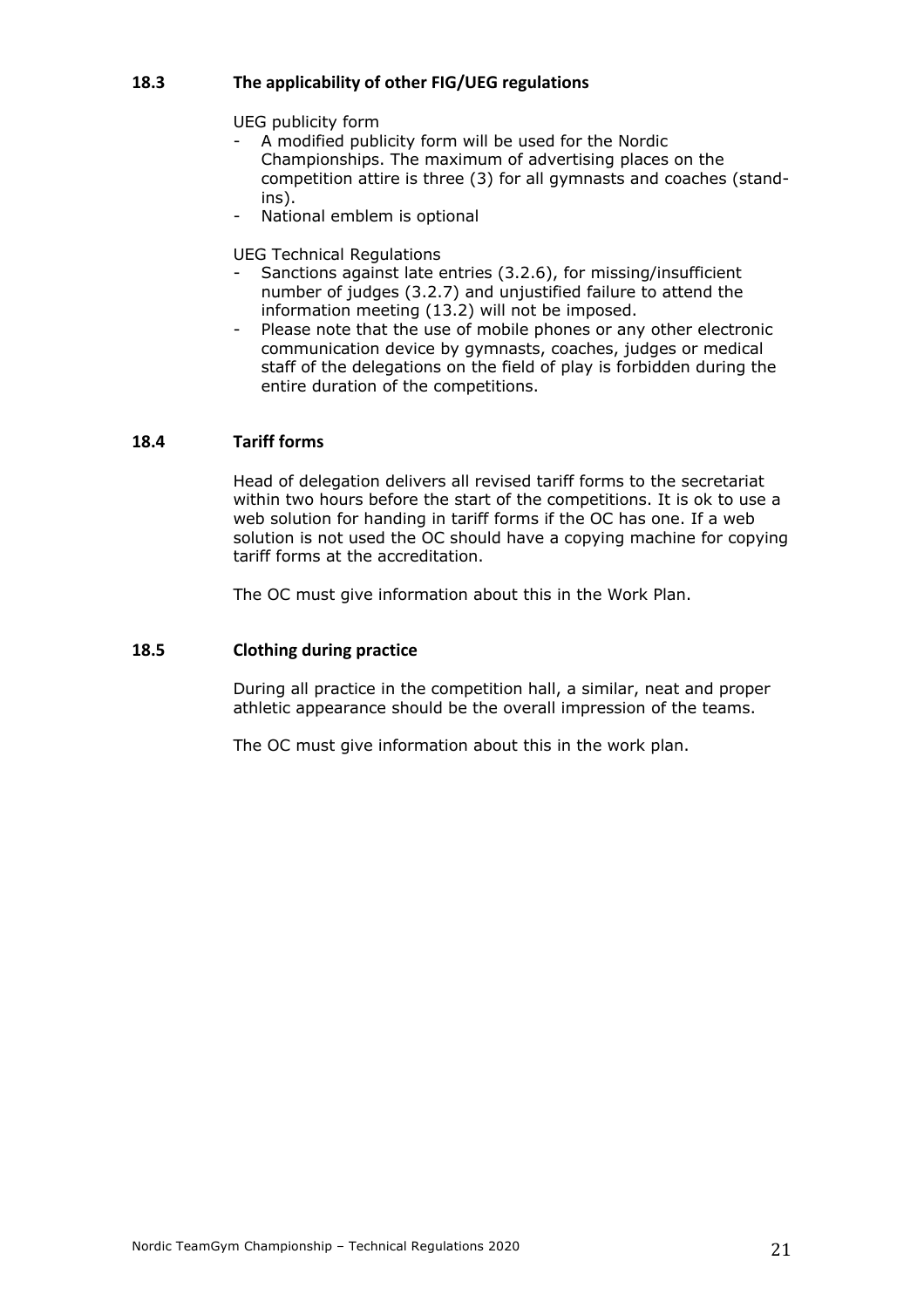### 18.3 The applicability of other FIG/UEG regulations

UEG publicity form

- A modified publicity form will be used for the Nordic Championships. The maximum of advertising places on the competition attire is three (3) for all gymnasts and coaches (stand-ins).
- National emblem is optional

UEG Technical Regulations

- Sanctions against late entries (3.2.6), for missing/insufficient number of judges (3.2.7) and unjustified failure to attend the information meeting (13.2) will not be imposed.
- Please note that the use of mobile phones or any other electronic communication device by gymnasts, coaches, judges or medical staff of the delegations on the field of play is forbidden during the entire duration of the competitions.

### 18.4 Tariff forms

Head of delegation delivers all revised tariff forms to the secretariat within two hours before the start of the competitions. It is ok to use a web solution for handing in tariff forms if the OC has one. If a web solution is not used the OC should have a copying machine for copying tariff forms at the accreditation.

The OC must give information about this in the Work Plan.

### 18.5 Clothing during practice

During all practice in the competition hall, a similar, neat and proper athletic appearance should be the overall impression of the teams.

The OC must give information about this in the work plan.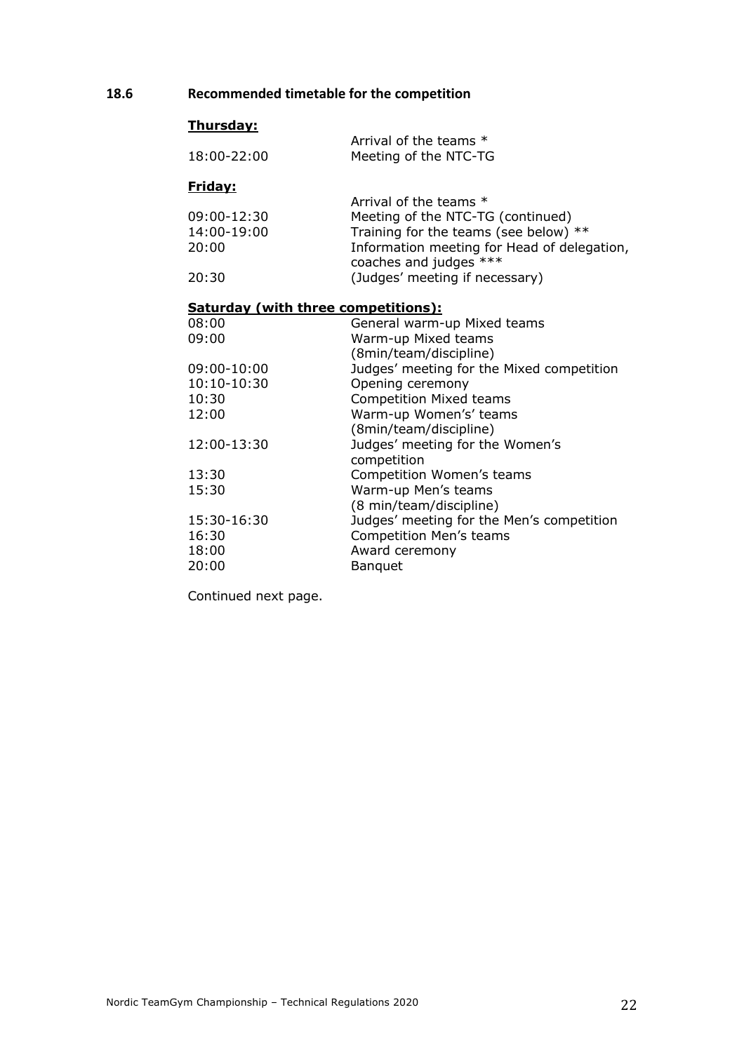## 18.6 Recommended timetable for the competition

**Thursday:**

| | |
|---|---|
| | Arrival of the teams * |
| 18:00-22:00 | Meeting of the NTC-TG |

**Friday:**

| | |
|---|---|
| | Arrival of the teams * |
| 09:00-12:30 | Meeting of the NTC-TG (continued) |
| 14:00-19:00 | Training for the teams (see below) ** |
| 20:00 | Information meeting for Head of delegation, coaches and judges *** |
| 20:30 | (Judges' meeting if necessary) |

**Saturday (with three competitions):**

| | |
|---|---|
| 08:00 | General warm-up Mixed teams |
| 09:00 | Warm-up Mixed teams (8min/team/discipline) |
| 09:00-10:00 | Judges' meeting for the Mixed competition |
| 10:10-10:30 | Opening ceremony |
| 10:30 | Competition Mixed teams |
| 12:00 | Warm-up Women's' teams (8min/team/discipline) |
| 12:00-13:30 | Judges' meeting for the Women's competition |
| 13:30 | Competition Women's teams |
| 15:30 | Warm-up Men's teams (8 min/team/discipline) |
| 15:30-16:30 | Judges' meeting for the Men's competition |
| 16:30 | Competition Men's teams |
| 18:00 | Award ceremony |
| 20:00 | Banquet |

Continued next page.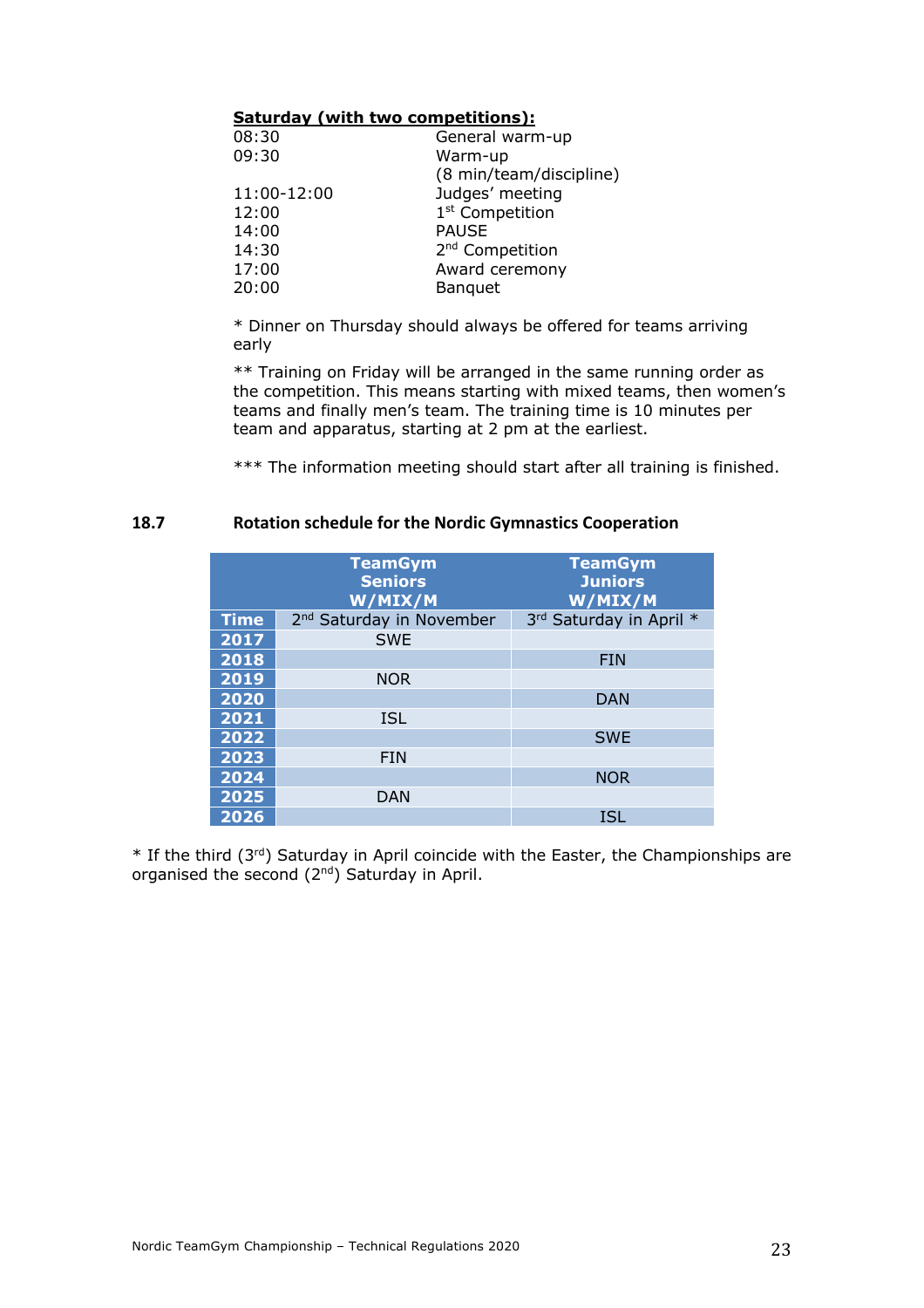**Saturday (with two competitions):**

| | |
|---|---|
| 08:30 | General warm-up |
| 09:30 | Warm-up (8 min/team/discipline) |
| 11:00-12:00 | Judges' meeting |
| 12:00 | 1st Competition |
| 14:00 | PAUSE |
| 14:30 | 2nd Competition |
| 17:00 | Award ceremony |
| 20:00 | Banquet |

* Dinner on Thursday should always be offered for teams arriving early

** Training on Friday will be arranged in the same running order as the competition. This means starting with mixed teams, then women's teams and finally men's team. The training time is 10 minutes per team and apparatus, starting at 2 pm at the earliest.

*** The information meeting should start after all training is finished.

## 18.7 Rotation schedule for the Nordic Gymnastics Cooperation

| | TeamGym Seniors W/MIX/M | TeamGym Juniors W/MIX/M |
|---|---|---|
| **Time** | 2nd Saturday in November | 3rd Saturday in April * |
| **2017** | SWE | |
| **2018** | | FIN |
| **2019** | NOR | |
| **2020** | | DAN |
| **2021** | ISL | |
| **2022** | | SWE |
| **2023** | FIN | |
| **2024** | | NOR |
| **2025** | DAN | |
| **2026** | | ISL |

* If the third (3rd) Saturday in April coincide with the Easter, the Championships are organised the second (2nd) Saturday in April.